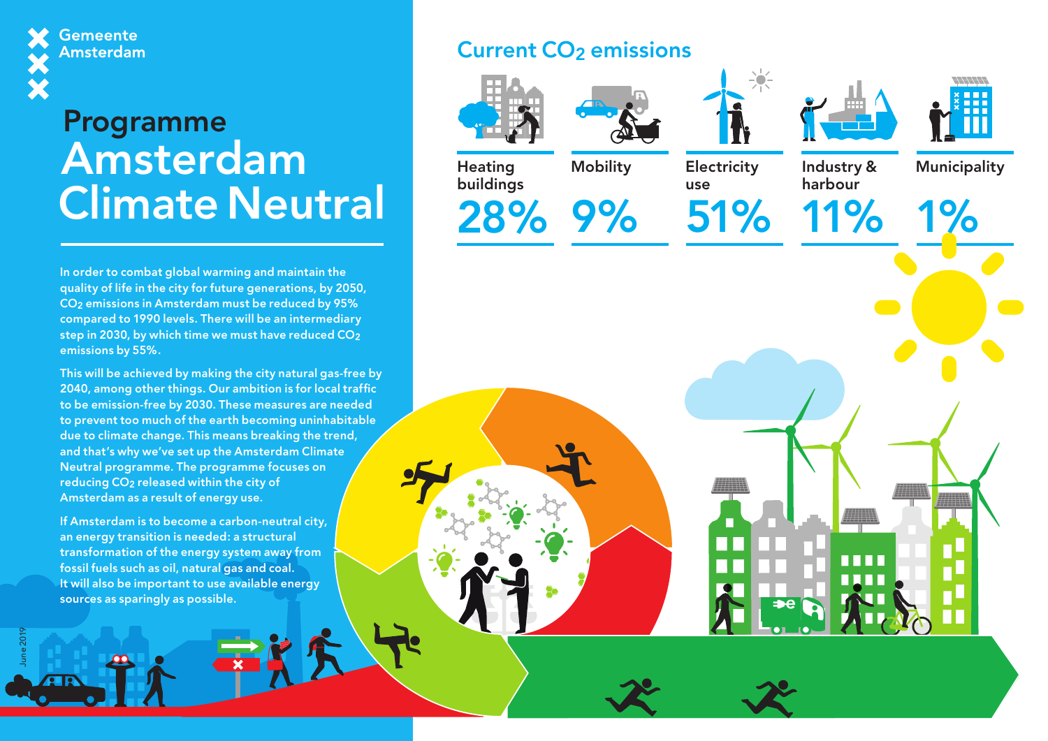Gemeente Amsterdam

# Programme Amsterdam Climate Neutral

In order to combat global warming and maintain the quality of life in the city for future generations, by 2050, $CO_2$ emissions in Amsterdam must be reduced by 95% compared to 1990 levels. There will be an intermediary step in 2030, by which time we must have reduced $CO_2$ emissions by 55%.

This will be achieved by making the city natural gas-free by 2040, among other things. Our ambition is for local traffic to be emission-free by 2030. These measures are needed to prevent too much of the earth becoming uninhabitable due to climate change. This means breaking the trend, and that's why we've set up the Amsterdam Climate Neutral programme. The programme focuses on reducing $CO_2$ released within the city of Amsterdam as a result of energy use.

If Amsterdam is to become a carbon-neutral city, an energy transition is needed: a structural transformation of the energy system away from fossil fuels such as oil, natural gas and coal. It will also be important to use available energy sources as sparingly as possible.

June 2019

## Current $CO_2$ emissions

| Heating buildings | Mobility | Electricity use | Industry & harbour | Municipality |
|---|---|---|---|---|
| 28% | 9% | 51% | 11% | 1% |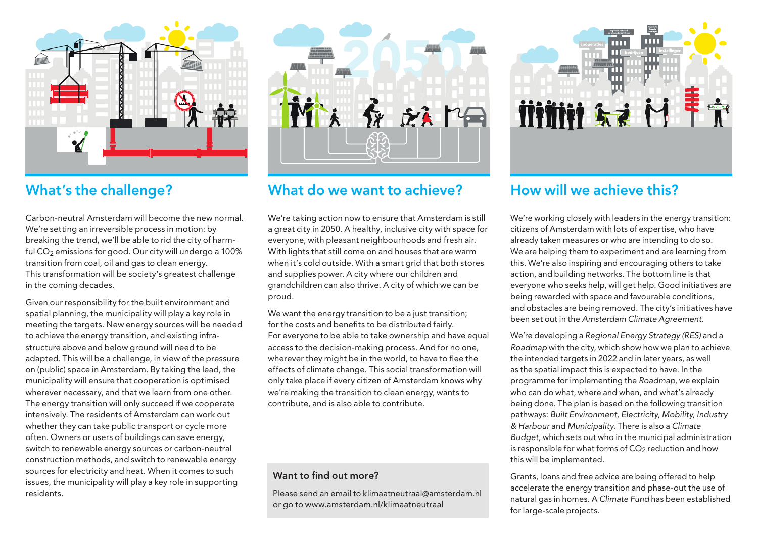## What's the challenge?

Carbon-neutral Amsterdam will become the new normal. We're setting an irreversible process in motion: by breaking the trend, we'll be able to rid the city of harmful $CO_2$ emissions for good. Our city will undergo a 100% transition from coal, oil and gas to clean energy. This transformation will be society's greatest challenge in the coming decades.

Given our responsibility for the built environment and spatial planning, the municipality will play a key role in meeting the targets. New energy sources will be needed to achieve the energy transition, and existing infrastructure above and below ground will need to be adapted. This will be a challenge, in view of the pressure on (public) space in Amsterdam. By taking the lead, the municipality will ensure that cooperation is optimised wherever necessary, and that we learn from one other. The energy transition will only succeed if we cooperate intensively. The residents of Amsterdam can work out whether they can take public transport or cycle more often. Owners or users of buildings can save energy, switch to renewable energy sources or carbon-neutral construction methods, and switch to renewable energy sources for electricity and heat. When it comes to such issues, the municipality will play a key role in supporting residents.

## What do we want to achieve?

We're taking action now to ensure that Amsterdam is still a great city in 2050. A healthy, inclusive city with space for everyone, with pleasant neighbourhoods and fresh air. With lights that still come on and houses that are warm when it's cold outside. With a smart grid that both stores and supplies power. A city where our children and grandchildren can also thrive. A city of which we can be proud.

We want the energy transition to be a just transition; for the costs and benefits to be distributed fairly. For everyone to be able to take ownership and have equal access to the decision-making process. And for no one, wherever they might be in the world, to have to flee the effects of climate change. This social transformation will only take place if every citizen of Amsterdam knows why we're making the transition to clean energy, wants to contribute, and is also able to contribute.

### Want to find out more?

Please send an email to klimaatneutraal@amsterdam.nl or go to www.amsterdam.nl/klimaatneutraal

## How will we achieve this?

We're working closely with leaders in the energy transition: citizens of Amsterdam with lots of expertise, who have already taken measures or who are intending to do so. We are helping them to experiment and are learning from this. We're also inspiring and encouraging others to take action, and building networks. The bottom line is that everyone who seeks help, will get help. Good initiatives are being rewarded with space and favourable conditions, and obstacles are being removed. The city's initiatives have been set out in the *Amsterdam Climate Agreement*.

We're developing a *Regional Energy Strategy (RES)* and a *Roadmap* with the city, which show how we plan to achieve the intended targets in 2022 and in later years, as well as the spatial impact this is expected to have. In the programme for implementing the *Roadmap*, we explain who can do what, where and when, and what's already being done. The plan is based on the following transition pathways: *Built Environment, Electricity, Mobility, Industry & Harbour* and *Municipality*. There is also a *Climate Budget*, which sets out who in the municipal administration is responsible for what forms of $CO_2$ reduction and how this will be implemented.

Grants, loans and free advice are being offered to help accelerate the energy transition and phase-out the use of natural gas in homes. A *Climate Fund* has been established for large-scale projects.